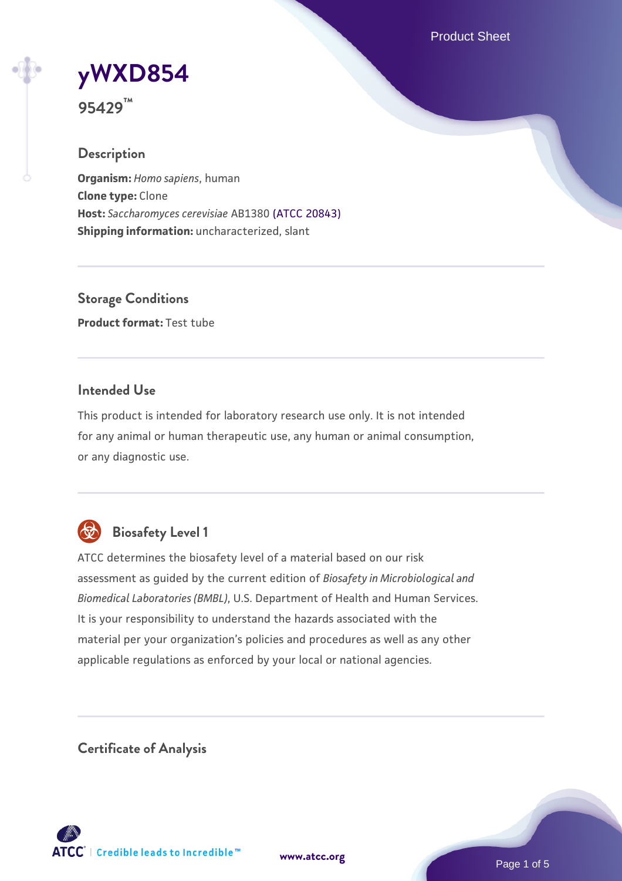# yWXD854

**95429™**

## Description

**Organism:** *Homo sapiens*, human
**Clone type:** Clone
**Host:** *Saccharomyces cerevisiae* AB1380 (ATCC 20843)
**Shipping information:** uncharacterized, slant

## Storage Conditions

**Product format:** Test tube

## Intended Use

This product is intended for laboratory research use only. It is not intended for any animal or human therapeutic use, any human or animal consumption, or any diagnostic use.

## Biosafety Level 1

ATCC determines the biosafety level of a material based on our risk assessment as guided by the current edition of *Biosafety in Microbiological and Biomedical Laboratories (BMBL)*, U.S. Department of Health and Human Services. It is your responsibility to understand the hazards associated with the material per your organization's policies and procedures as well as any other applicable regulations as enforced by your local or national agencies.

## Certificate of Analysis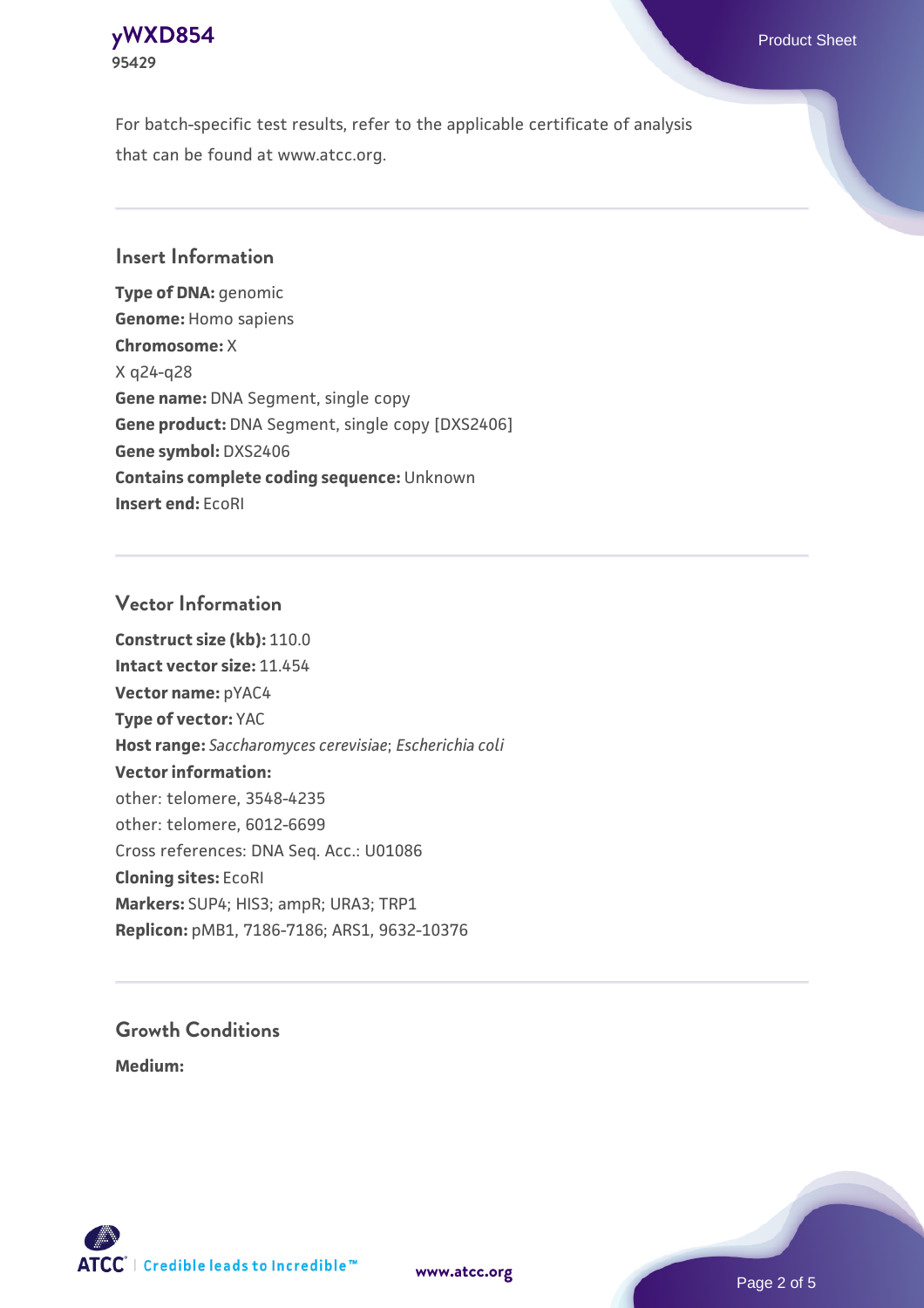For batch-specific test results, refer to the applicable certificate of analysis that can be found at www.atcc.org.

## Insert Information

**Type of DNA:** genomic
**Genome:** Homo sapiens
**Chromosome:** X
X q24-q28
**Gene name:** DNA Segment, single copy
**Gene product:** DNA Segment, single copy [DXS2406]
**Gene symbol:** DXS2406
**Contains complete coding sequence:** Unknown
**Insert end:** EcoRI

## Vector Information

**Construct size (kb):** 110.0
**Intact vector size:** 11.454
**Vector name:** pYAC4
**Type of vector:** YAC
**Host range:** *Saccharomyces cerevisiae*; *Escherichia coli*
**Vector information:**
other: telomere, 3548-4235
other: telomere, 6012-6699
Cross references: DNA Seq. Acc.: U01086
**Cloning sites:** EcoRI
**Markers:** SUP4; HIS3; ampR; URA3; TRP1
**Replicon:** pMB1, 7186-7186; ARS1, 9632-10376

## Growth Conditions

**Medium:**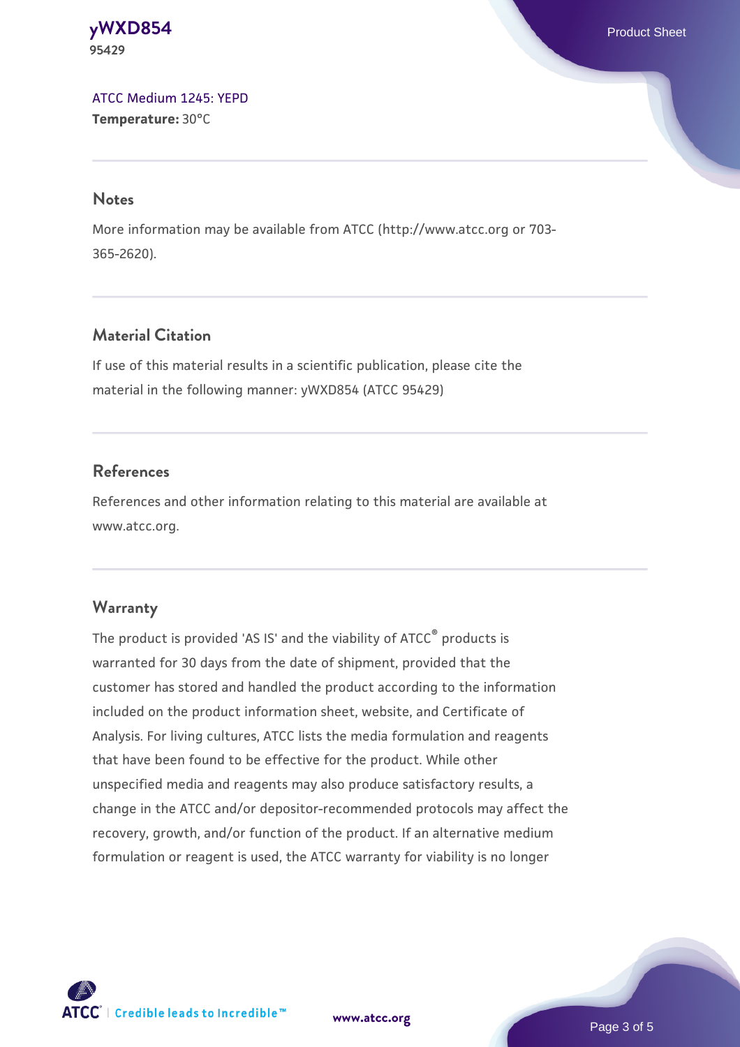ATCC Medium 1245: YEPD
**Temperature:** 30°C

## Notes

More information may be available from ATCC (http://www.atcc.org or 703-365-2620).

## Material Citation

If use of this material results in a scientific publication, please cite the material in the following manner: yWXD854 (ATCC 95429)

## References

References and other information relating to this material are available at www.atcc.org.

## Warranty

The product is provided 'AS IS' and the viability of ATCC® products is warranted for 30 days from the date of shipment, provided that the customer has stored and handled the product according to the information included on the product information sheet, website, and Certificate of Analysis. For living cultures, ATCC lists the media formulation and reagents that have been found to be effective for the product. While other unspecified media and reagents may also produce satisfactory results, a change in the ATCC and/or depositor-recommended protocols may affect the recovery, growth, and/or function of the product. If an alternative medium formulation or reagent is used, the ATCC warranty for viability is no longer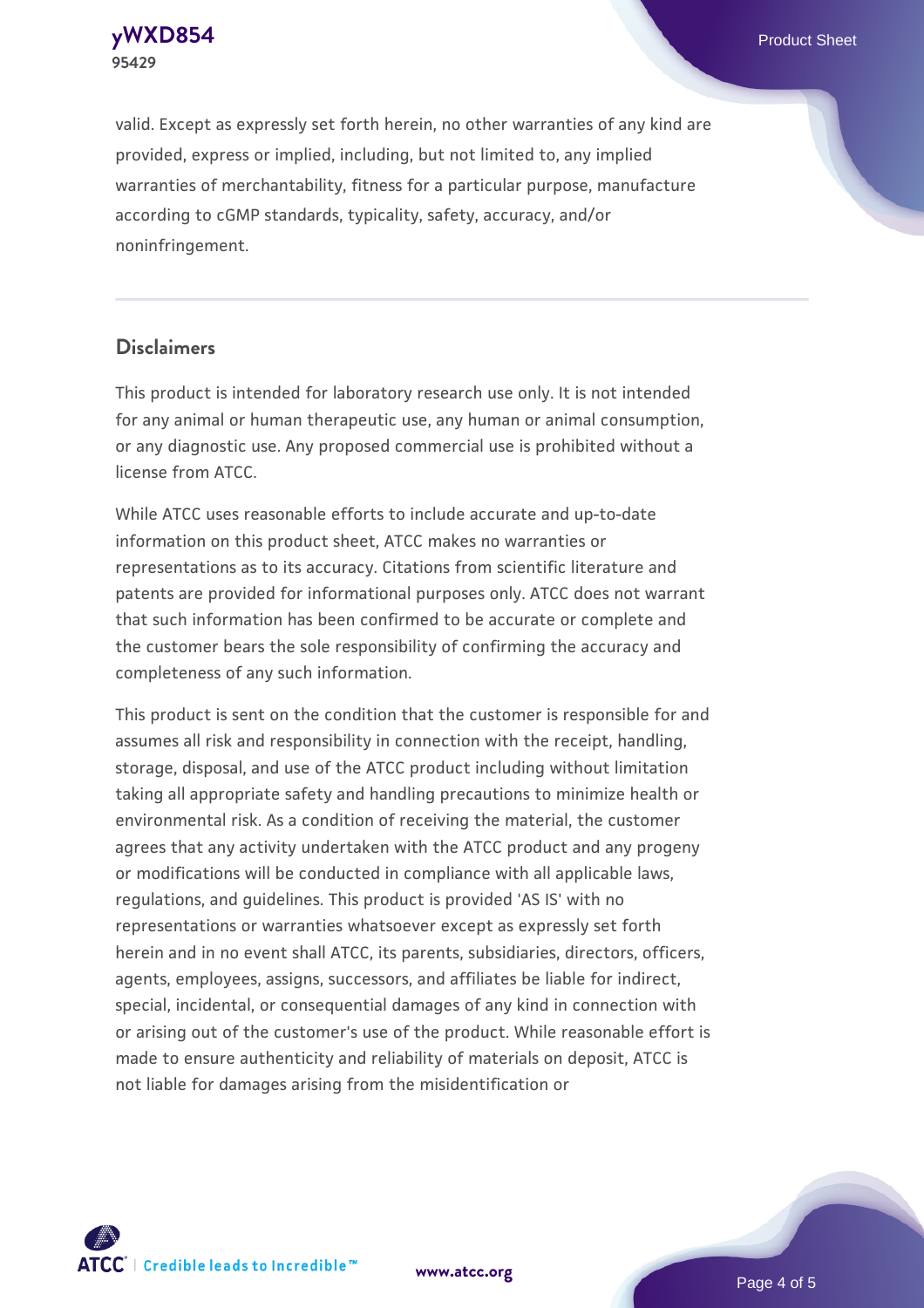valid. Except as expressly set forth herein, no other warranties of any kind are provided, express or implied, including, but not limited to, any implied warranties of merchantability, fitness for a particular purpose, manufacture according to cGMP standards, typicality, safety, accuracy, and/or noninfringement.

## Disclaimers

This product is intended for laboratory research use only. It is not intended for any animal or human therapeutic use, any human or animal consumption, or any diagnostic use. Any proposed commercial use is prohibited without a license from ATCC.

While ATCC uses reasonable efforts to include accurate and up-to-date information on this product sheet, ATCC makes no warranties or representations as to its accuracy. Citations from scientific literature and patents are provided for informational purposes only. ATCC does not warrant that such information has been confirmed to be accurate or complete and the customer bears the sole responsibility of confirming the accuracy and completeness of any such information.

This product is sent on the condition that the customer is responsible for and assumes all risk and responsibility in connection with the receipt, handling, storage, disposal, and use of the ATCC product including without limitation taking all appropriate safety and handling precautions to minimize health or environmental risk. As a condition of receiving the material, the customer agrees that any activity undertaken with the ATCC product and any progeny or modifications will be conducted in compliance with all applicable laws, regulations, and guidelines. This product is provided 'AS IS' with no representations or warranties whatsoever except as expressly set forth herein and in no event shall ATCC, its parents, subsidiaries, directors, officers, agents, employees, assigns, successors, and affiliates be liable for indirect, special, incidental, or consequential damages of any kind in connection with or arising out of the customer's use of the product. While reasonable effort is made to ensure authenticity and reliability of materials on deposit, ATCC is not liable for damages arising from the misidentification or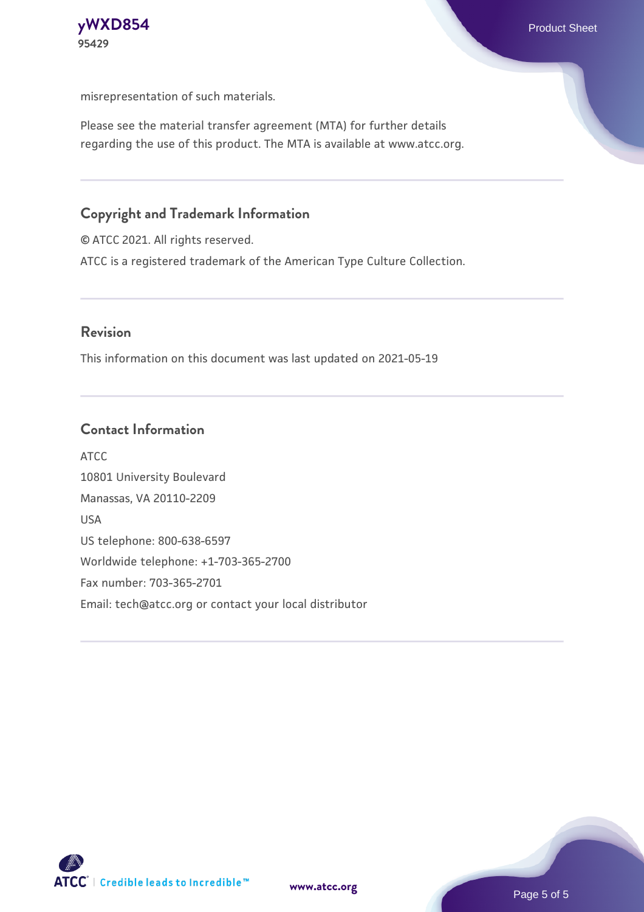misrepresentation of such materials.

Please see the material transfer agreement (MTA) for further details regarding the use of this product. The MTA is available at www.atcc.org.

## Copyright and Trademark Information

© ATCC 2021. All rights reserved.

ATCC is a registered trademark of the American Type Culture Collection.

## Revision

This information on this document was last updated on 2021-05-19

## Contact Information

ATCC
10801 University Boulevard
Manassas, VA 20110-2209
USA
US telephone: 800-638-6597
Worldwide telephone: +1-703-365-2700
Fax number: 703-365-2701
Email: tech@atcc.org or contact your local distributor